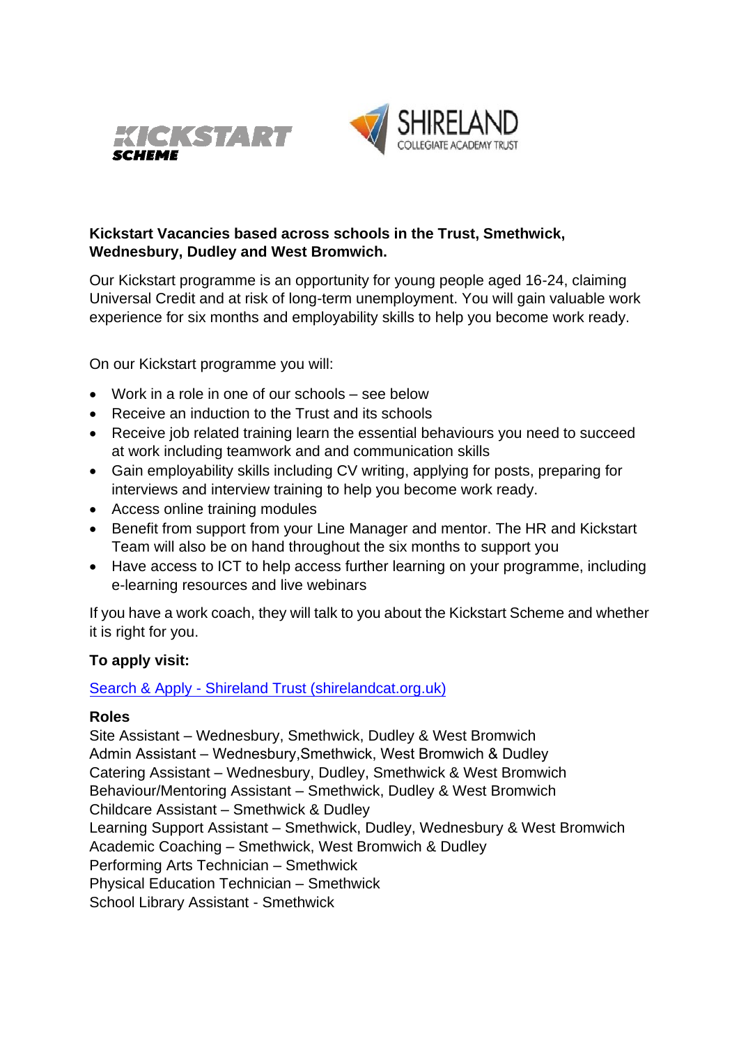**Kickstart Vacancies based across schools in the Trust, Smethwick, Wednesbury, Dudley and West Bromwich.**

Our Kickstart programme is an opportunity for young people aged 16-24, claiming Universal Credit and at risk of long-term unemployment. You will gain valuable work experience for six months and employability skills to help you become work ready.

On our Kickstart programme you will:

- Work in a role in one of our schools – see below
- Receive an induction to the Trust and its schools
- Receive job related training learn the essential behaviours you need to succeed at work including teamwork and and communication skills
- Gain employability skills including CV writing, applying for posts, preparing for interviews and interview training to help you become work ready.
- Access online training modules
- Benefit from support from your Line Manager and mentor. The HR and Kickstart Team will also be on hand throughout the six months to support you
- Have access to ICT to help access further learning on your programme, including e-learning resources and live webinars

If you have a work coach, they will talk to you about the Kickstart Scheme and whether it is right for you.

**To apply visit:**

Search & Apply - Shireland Trust (shirelandcat.org.uk)

**Roles**

Site Assistant – Wednesbury, Smethwick, Dudley & West Bromwich
Admin Assistant – Wednesbury,Smethwick, West Bromwich & Dudley
Catering Assistant – Wednesbury, Dudley, Smethwick & West Bromwich
Behaviour/Mentoring Assistant – Smethwick, Dudley & West Bromwich
Childcare Assistant – Smethwick & Dudley
Learning Support Assistant – Smethwick, Dudley, Wednesbury & West Bromwich
Academic Coaching – Smethwick, West Bromwich & Dudley
Performing Arts Technician – Smethwick
Physical Education Technician – Smethwick
School Library Assistant - Smethwick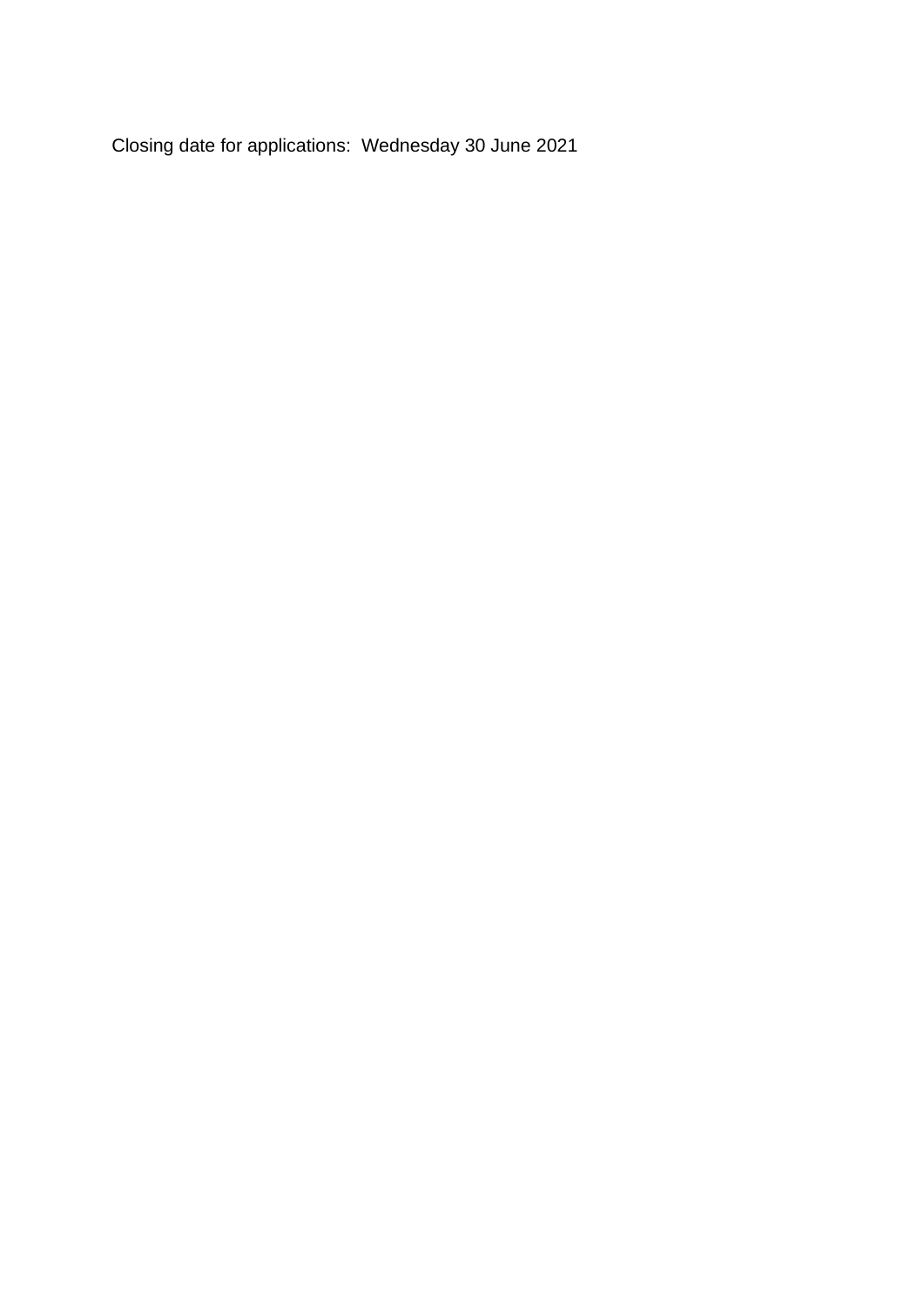Closing date for applications:  Wednesday 30 June 2021